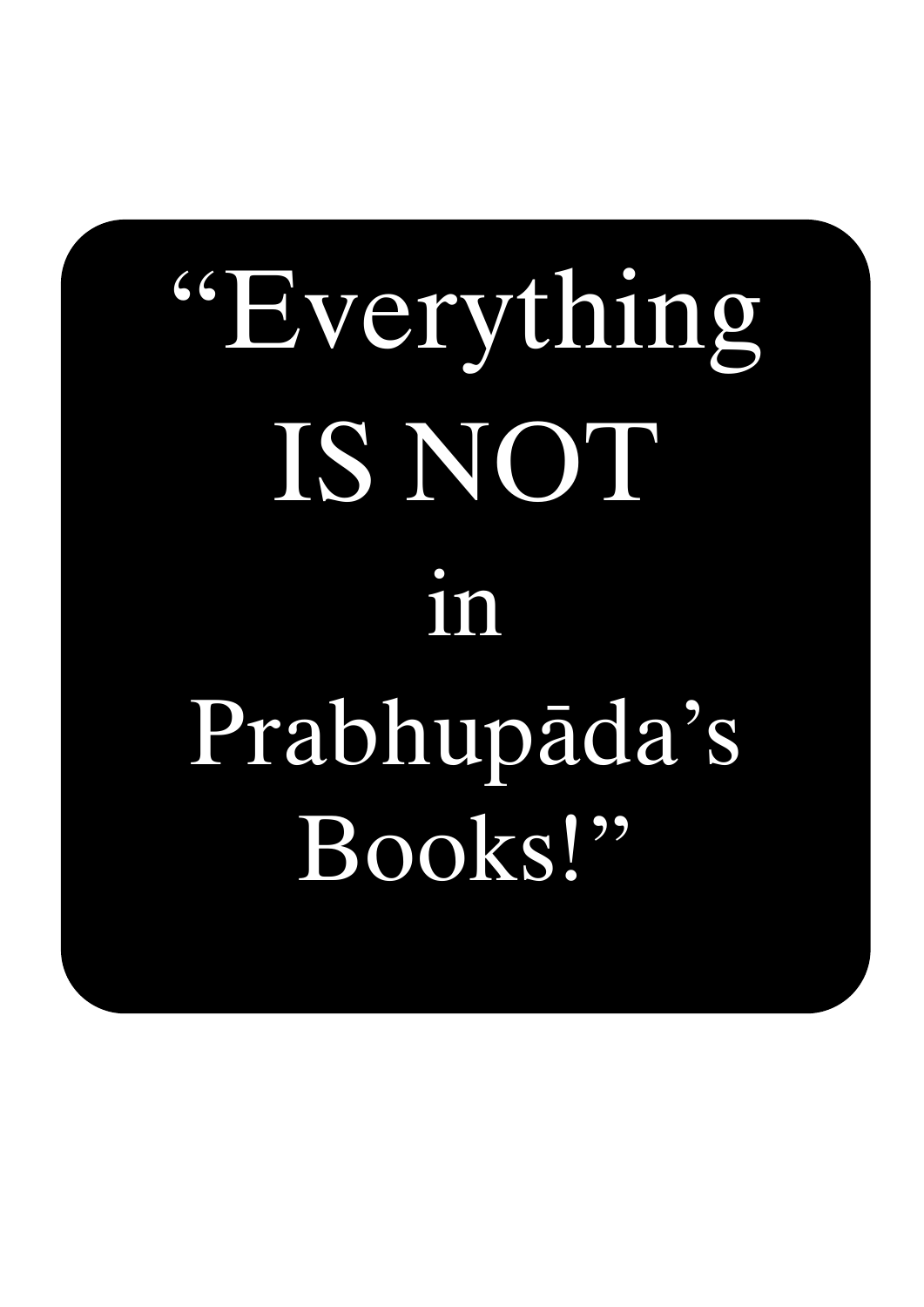# “Everything IS NOT in Prabhupāda’s Books!”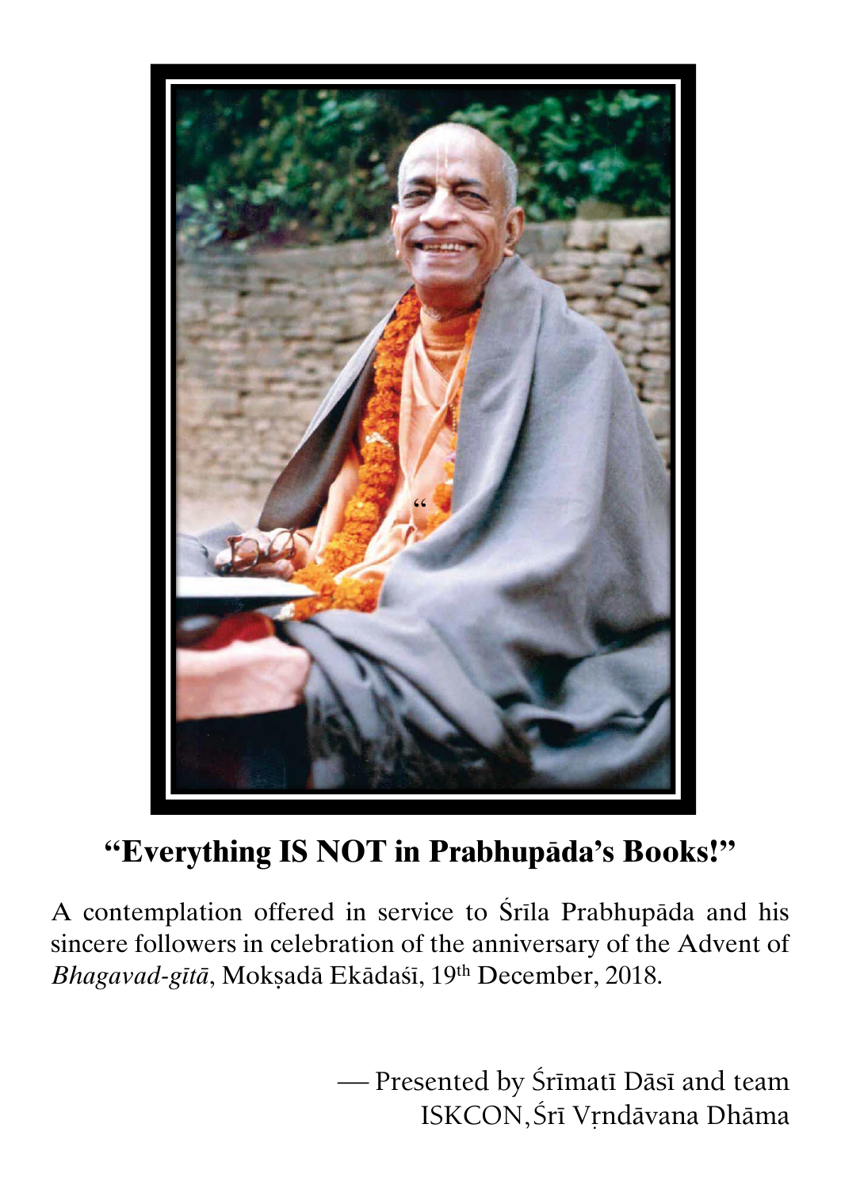# "Everything IS NOT in Prabhupāda's Books!"

A contemplation offered in service to Śrīla Prabhupāda and his sincere followers in celebration of the anniversary of the Advent of *Bhagavad-gītā*, Mokṣadā Ekādaśī, 19th December, 2018.

— Presented by Śrīmatī Dāsī and team
ISKCON, Śrī Vṛndāvana Dhāma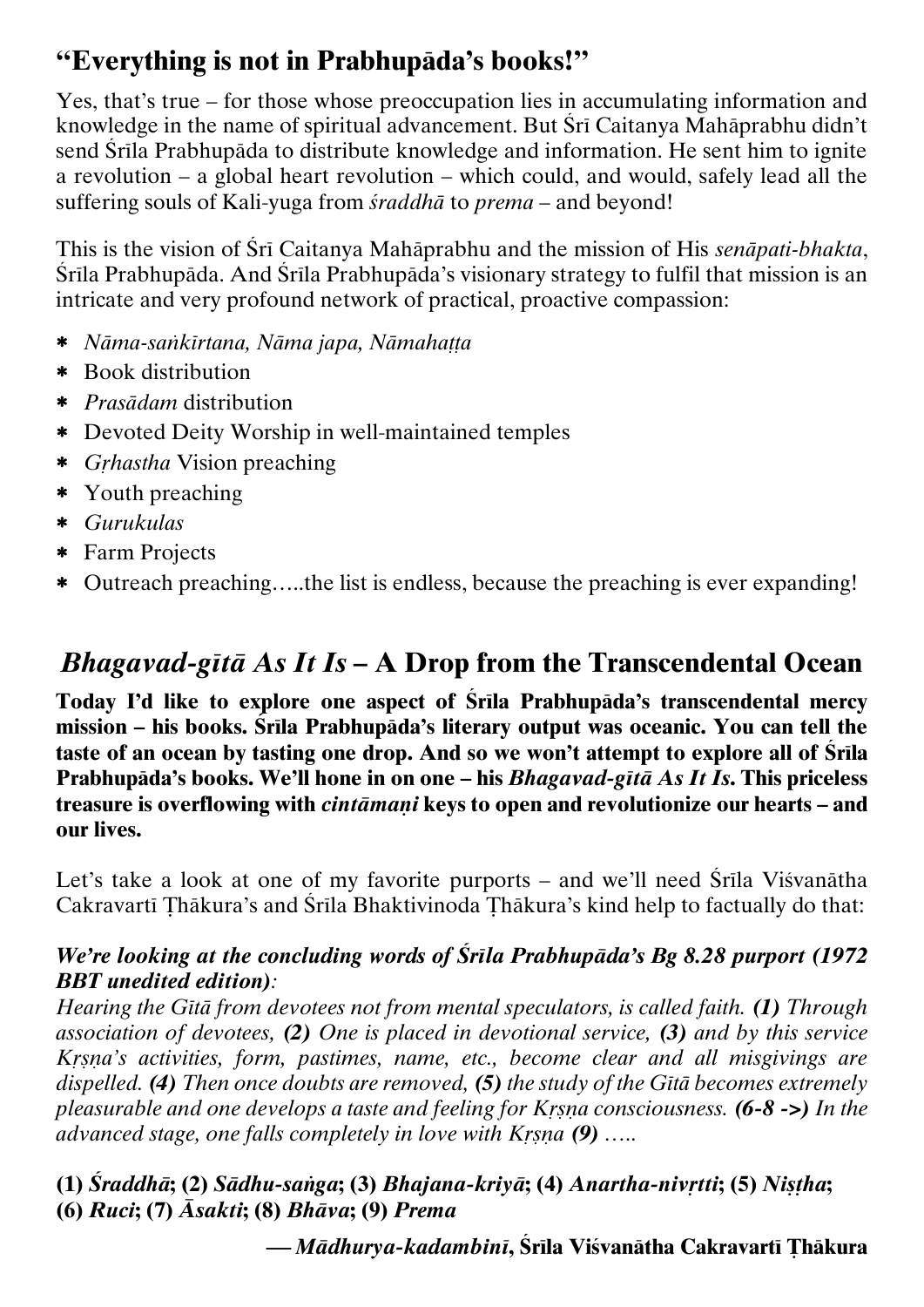## "Everything is not in Prabhupāda's books!"

Yes, that's true – for those whose preoccupation lies in accumulating information and knowledge in the name of spiritual advancement. But Śrī Caitanya Mahāprabhu didn't send Śrīla Prabhupāda to distribute knowledge and information. He sent him to ignite a revolution – a global heart revolution – which could, and would, safely lead all the suffering souls of Kali-yuga from *śraddhā* to *prema* – and beyond!

This is the vision of Śrī Caitanya Mahāprabhu and the mission of His *senāpati-bhakta*, Śrīla Prabhupāda. And Śrīla Prabhupāda's visionary strategy to fulfil that mission is an intricate and very profound network of practical, proactive compassion:

- *Nāma-saṅkīrtana, Nāma japa, Nāmahaṭṭa*
- Book distribution
- *Prasādam* distribution
- Devoted Deity Worship in well-maintained temples
- *Gṛhastha* Vision preaching
- Youth preaching
- *Gurukulas*
- Farm Projects
- Outreach preaching…..the list is endless, because the preaching is ever expanding!

## *Bhagavad-gītā As It Is* – A Drop from the Transcendental Ocean

**Today I'd like to explore one aspect of Śrīla Prabhupāda's transcendental mercy mission – his books. Śrīla Prabhupāda's literary output was oceanic. You can tell the taste of an ocean by tasting one drop. And so we won't attempt to explore all of Śrīla Prabhupāda's books. We'll hone in on one – his *Bhagavad-gītā As It Is*. This priceless treasure is overflowing with *cintāmaṇi* keys to open and revolutionize our hearts – and our lives.**

Let's take a look at one of my favorite purports – and we'll need Śrīla Viśvanātha Cakravartī Ṭhākura's and Śrīla Bhaktivinoda Ṭhākura's kind help to factually do that:

***We're looking at the concluding words of Śrīla Prabhupāda's Bg 8.28 purport (1972 BBT unedited edition)*:**
*Hearing the Gītā from devotees not from mental speculators, is called faith.* ***(1)*** *Through association of devotees,* ***(2)*** *One is placed in devotional service,* ***(3)*** *and by this service Kṛṣṇa's activities, form, pastimes, name, etc., become clear and all misgivings are dispelled.* ***(4)*** *Then once doubts are removed,* ***(5)*** *the study of the Gītā becomes extremely pleasurable and one develops a taste and feeling for Kṛṣṇa consciousness.* ***(6-8 ->)*** *In the advanced stage, one falls completely in love with Kṛṣṇa* ***(9)*** *…..*

**(1) *Śraddhā*; (2) *Sādhu-saṅga*; (3) *Bhajana-kriyā*; (4) *Anartha-nivṛtti*; (5) *Niṣṭha*; (6) *Ruci*; (7) *Āsakti*; (8) *Bhāva*; (9) *Prema***

**— *Mādhurya-kadambinī*, Śrīla Viśvanātha Cakravartī Ṭhākura**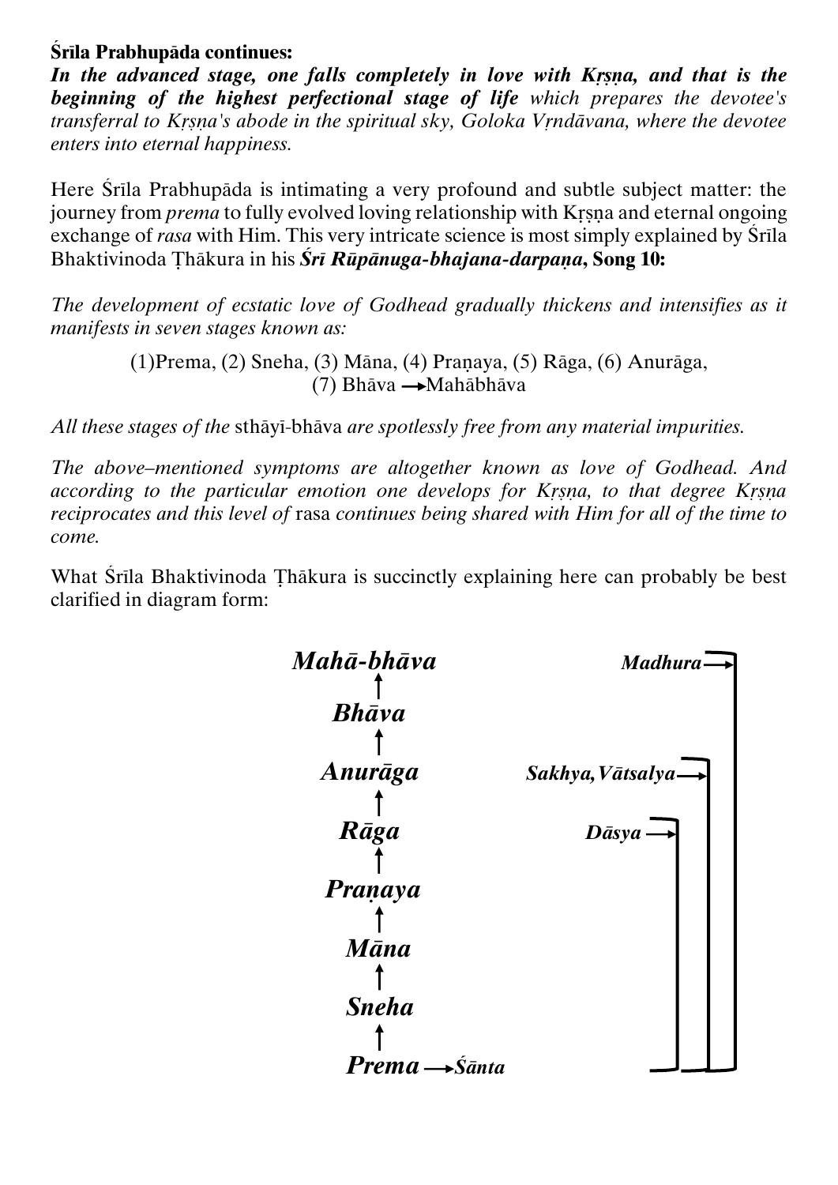**Śrīla Prabhupāda continues:**

***In the advanced stage, one falls completely in love with Kṛṣṇa, and that is the beginning of the highest perfectional stage of life** which prepares the devotee's transferral to Kṛṣṇa's abode in the spiritual sky, Goloka Vṛndāvana, where the devotee enters into eternal happiness.*

Here Śrīla Prabhupāda is intimating a very profound and subtle subject matter: the journey from *prema* to fully evolved loving relationship with Kṛṣṇa and eternal ongoing exchange of *rasa* with Him. This very intricate science is most simply explained by Śrīla Bhaktivinoda Ṭhākura in his ***Śrī Rūpānuga-bhajana-darpaṇa*, Song 10:**

*The development of ecstatic love of Godhead gradually thickens and intensifies as it manifests in seven stages known as:*

(1)Prema, (2) Sneha, (3) Māna, (4) Praṇaya, (5) Rāga, (6) Anurāga, (7) Bhāva → Mahābhāva

*All these stages of the* sthāyī-bhāva *are spotlessly free from any material impurities.*

*The above–mentioned symptoms are altogether known as love of Godhead. And according to the particular emotion one develops for Kṛṣṇa, to that degree Kṛṣṇa reciprocates and this level of* rasa *continues being shared with Him for all of the time to come.*

What Śrīla Bhaktivinoda Ṭhākura is succinctly explaining here can probably be best clarified in diagram form:

***Mahā-bhāva*** → ***Madhura***
↑
***Bhāva***
↑
***Anurāga*** → ***Sakhya, Vātsalya***
↑
***Rāga*** → ***Dāsya***
↑
***Praṇaya***
↑
***Māna***
↑
***Sneha***
↑
***Prema*** → ***Śānta***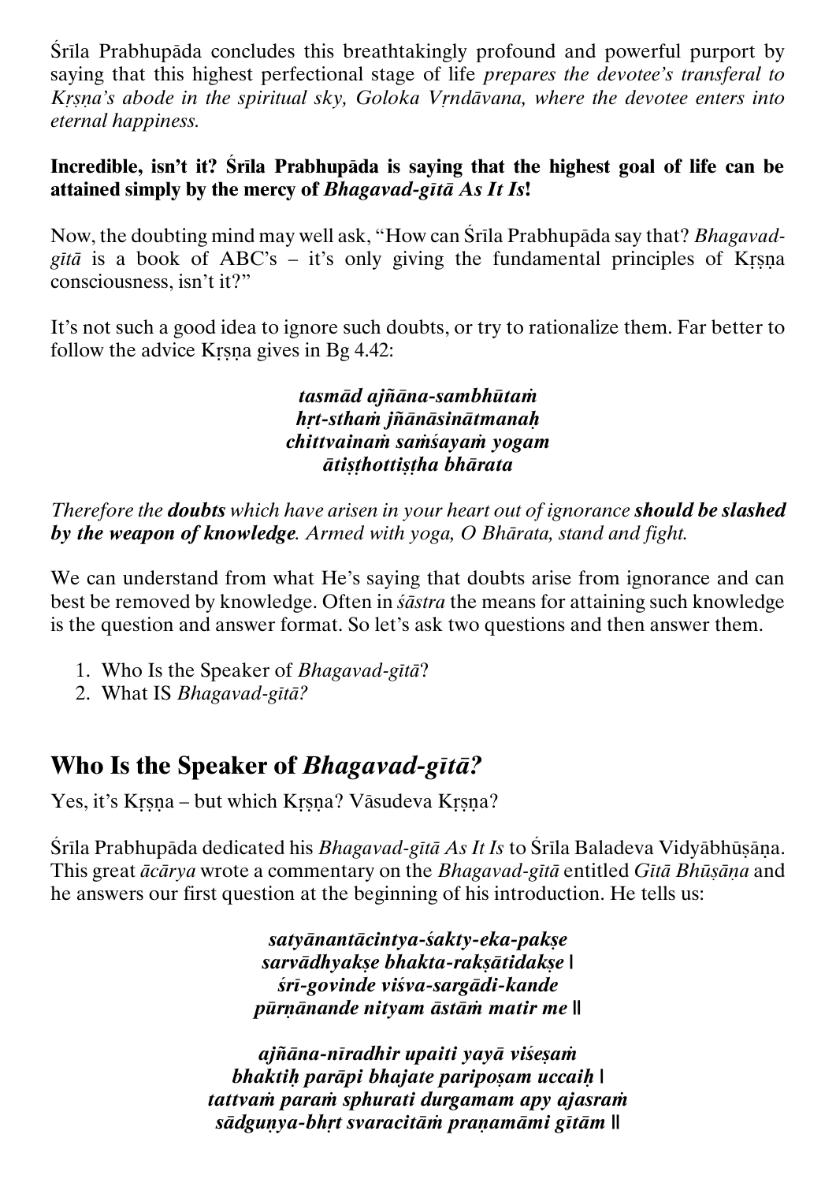Śrīla Prabhupāda concludes this breathtakingly profound and powerful purport by saying that this highest perfectional stage of life *prepares the devotee's transferal to Kṛṣṇa's abode in the spiritual sky, Goloka Vṛndāvana, where the devotee enters into eternal happiness.*

**Incredible, isn't it? Śrīla Prabhupāda is saying that the highest goal of life can be attained simply by the mercy of *Bhagavad-gītā As It Is*!**

Now, the doubting mind may well ask, "How can Śrīla Prabhupāda say that? *Bhagavad-gītā* is a book of ABC's – it's only giving the fundamental principles of Kṛṣṇa consciousness, isn't it?"

It's not such a good idea to ignore such doubts, or try to rationalize them. Far better to follow the advice Kṛṣṇa gives in Bg 4.42:

***tasmād ajñāna-sambhūtaṁ***
***hṛt-sthaṁ jñānāsinātmanaḥ***
***chittvainaṁ saṁśayaṁ yogam***
***ātiṣṭhottiṣṭha bhārata***

*Therefore the **doubts** which have arisen in your heart out of ignorance **should be slashed by the weapon of knowledge**. Armed with yoga, O Bhārata, stand and fight.*

We can understand from what He's saying that doubts arise from ignorance and can best be removed by knowledge. Often in *śāstra* the means for attaining such knowledge is the question and answer format. So let's ask two questions and then answer them.

1. Who Is the Speaker of *Bhagavad-gītā*?
2. What IS *Bhagavad-gītā?*

## Who Is the Speaker of *Bhagavad-gītā?*

Yes, it's Kṛṣṇa – but which Kṛṣṇa? Vāsudeva Kṛṣṇa?

Śrīla Prabhupāda dedicated his *Bhagavad-gītā As It Is* to Śrīla Baladeva Vidyābhūṣāṇa. This great *ācārya* wrote a commentary on the *Bhagavad-gītā* entitled *Gītā Bhūṣāṇa* and he answers our first question at the beginning of his introduction. He tells us:

***satyānantācintya-śakty-eka-pakṣe***
***sarvādhyakṣe bhakta-rakṣātidakṣe |***
***śrī-govinde viśva-sargādi-kande***
***pūrṇānande nityam āstāṁ matir me ||***

***ajñāna-nīradhir upaiti yayā viśeṣaṁ***
***bhaktiḥ parāpi bhajate paripoṣam uccaiḥ |***
***tattvaṁ paraṁ sphurati durgamam apy ajasraṁ***
***sādguṇya-bhṛt svaracitāṁ praṇamāmi gītām ||***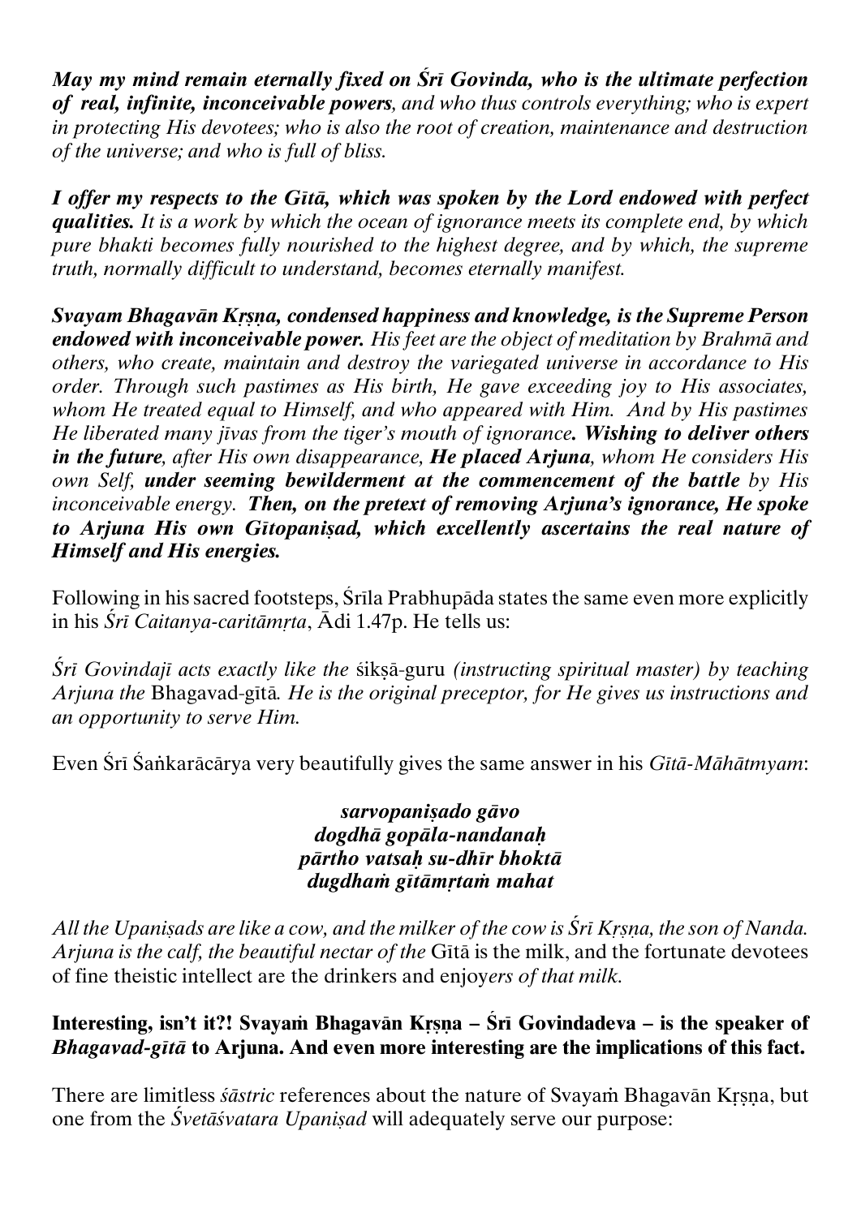*May my mind remain eternally fixed on Śrī Govinda, who is the ultimate perfection of real, infinite, inconceivable powers, and who thus controls everything; who is expert in protecting His devotees; who is also the root of creation, maintenance and destruction of the universe; and who is full of bliss.*

***I offer my respects to the Gītā, which was spoken by the Lord endowed with perfect qualities.** It is a work by which the ocean of ignorance meets its complete end, by which pure bhakti becomes fully nourished to the highest degree, and by which, the supreme truth, normally difficult to understand, becomes eternally manifest.*

***Svayam Bhagavān Kṛṣṇa, condensed happiness and knowledge, is the Supreme Person endowed with inconceivable power.** His feet are the object of meditation by Brahmā and others, who create, maintain and destroy the variegated universe in accordance to His order. Through such pastimes as His birth, He gave exceeding joy to His associates, whom He treated equal to Himself, and who appeared with Him. And by His pastimes He liberated many jīvas from the tiger's mouth of ignorance. **Wishing to deliver others in the future**, after His own disappearance, **He placed Arjuna**, whom He considers His own Self, **under seeming bewilderment at the commencement of the battle** by His inconceivable energy. **Then, on the pretext of removing Arjuna's ignorance, He spoke to Arjuna His own Gītopaniṣad, which excellently ascertains the real nature of Himself and His energies.***

Following in his sacred footsteps, Śrīla Prabhupāda states the same even more explicitly in his *Śrī Caitanya-caritāmṛta*, Ādi 1.47p. He tells us:

*Śrī Govindajī acts exactly like the* śikṣā-guru *(instructing spiritual master) by teaching Arjuna the* Bhagavad-gītā*. He is the original preceptor, for He gives us instructions and an opportunity to serve Him.*

Even Śrī Śaṅkarācārya very beautifully gives the same answer in his *Gītā-Māhātmyam*:

***sarvopaniṣado gāvo***
***dogdhā gopāla-nandanaḥ***
***pārtho vatsaḥ su-dhīr bhoktā***
***dugdhaṁ gītāmṛtaṁ mahat***

*All the Upaniṣads are like a cow, and the milker of the cow is Śrī Kṛṣṇa, the son of Nanda. Arjuna is the calf, the beautiful nectar of the* Gītā is the milk, and the fortunate devotees of fine theistic intellect are the drinkers and enjoy*ers of that milk.*

**Interesting, isn't it?! Svayaṁ Bhagavān Kṛṣṇa – Śrī Govindadeva – is the speaker of *Bhagavad-gītā* to Arjuna. And even more interesting are the implications of this fact.**

There are limitless *śāstric* references about the nature of Svayaṁ Bhagavān Kṛṣṇa, but one from the *Śvetāśvatara Upaniṣad* will adequately serve our purpose: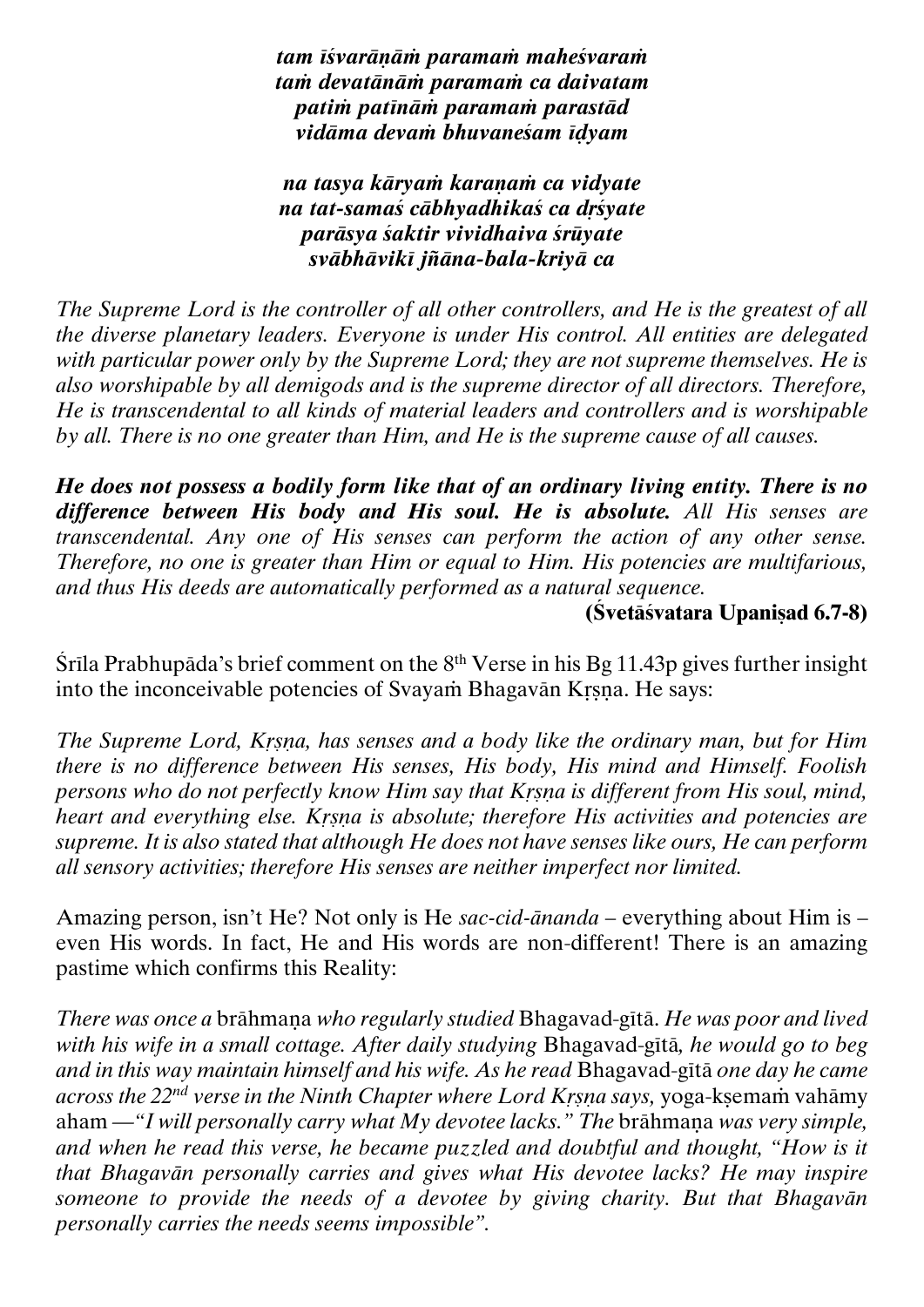***tam īśvarāṇāṁ paramaṁ maheśvaraṁ***
***taṁ devatānāṁ paramaṁ ca daivatam***
***patiṁ patīnāṁ paramaṁ parastād***
***vidāma devaṁ bhuvaneśam īḍyam***

***na tasya kāryaṁ karaṇaṁ ca vidyate***
***na tat-samaś cābhyadhikaś ca dṛśyate***
***parāsya śaktir vividhaiva śrūyate***
***svābhāvikī jñāna-bala-kriyā ca***

*The Supreme Lord is the controller of all other controllers, and He is the greatest of all the diverse planetary leaders. Everyone is under His control. All entities are delegated with particular power only by the Supreme Lord; they are not supreme themselves. He is also worshipable by all demigods and is the supreme director of all directors. Therefore, He is transcendental to all kinds of material leaders and controllers and is worshipable by all. There is no one greater than Him, and He is the supreme cause of all causes.*

***He does not possess a bodily form like that of an ordinary living entity. There is no difference between His body and His soul. He is absolute.*** *All His senses are transcendental. Any one of His senses can perform the action of any other sense. Therefore, no one is greater than Him or equal to Him. His potencies are multifarious, and thus His deeds are automatically performed as a natural sequence.*

**(Śvetāśvatara Upaniṣad 6.7-8)**

Śrīla Prabhupāda's brief comment on the 8th Verse in his Bg 11.43p gives further insight into the inconceivable potencies of Svayaṁ Bhagavān Kṛṣṇa. He says:

*The Supreme Lord, Kṛṣṇa, has senses and a body like the ordinary man, but for Him there is no difference between His senses, His body, His mind and Himself. Foolish persons who do not perfectly know Him say that Kṛṣṇa is different from His soul, mind, heart and everything else. Kṛṣṇa is absolute; therefore His activities and potencies are supreme. It is also stated that although He does not have senses like ours, He can perform all sensory activities; therefore His senses are neither imperfect nor limited.*

Amazing person, isn't He? Not only is He *sac-cid-ānanda* – everything about Him is – even His words. In fact, He and His words are non-different! There is an amazing pastime which confirms this Reality:

*There was once a* brāhmaṇa *who regularly studied* Bhagavad-gītā. *He was poor and lived with his wife in a small cottage. After daily studying* Bhagavad-gītā, *he would go to beg and in this way maintain himself and his wife. As he read* Bhagavad-gītā *one day he came across the 22nd verse in the Ninth Chapter where Lord Kṛṣṇa says,* yoga-kṣemaṁ vahāmy aham *—"I will personally carry what My devotee lacks." The* brāhmaṇa *was very simple, and when he read this verse, he became puzzled and doubtful and thought, "How is it that Bhagavān personally carries and gives what His devotee lacks? He may inspire someone to provide the needs of a devotee by giving charity. But that Bhagavān personally carries the needs seems impossible".*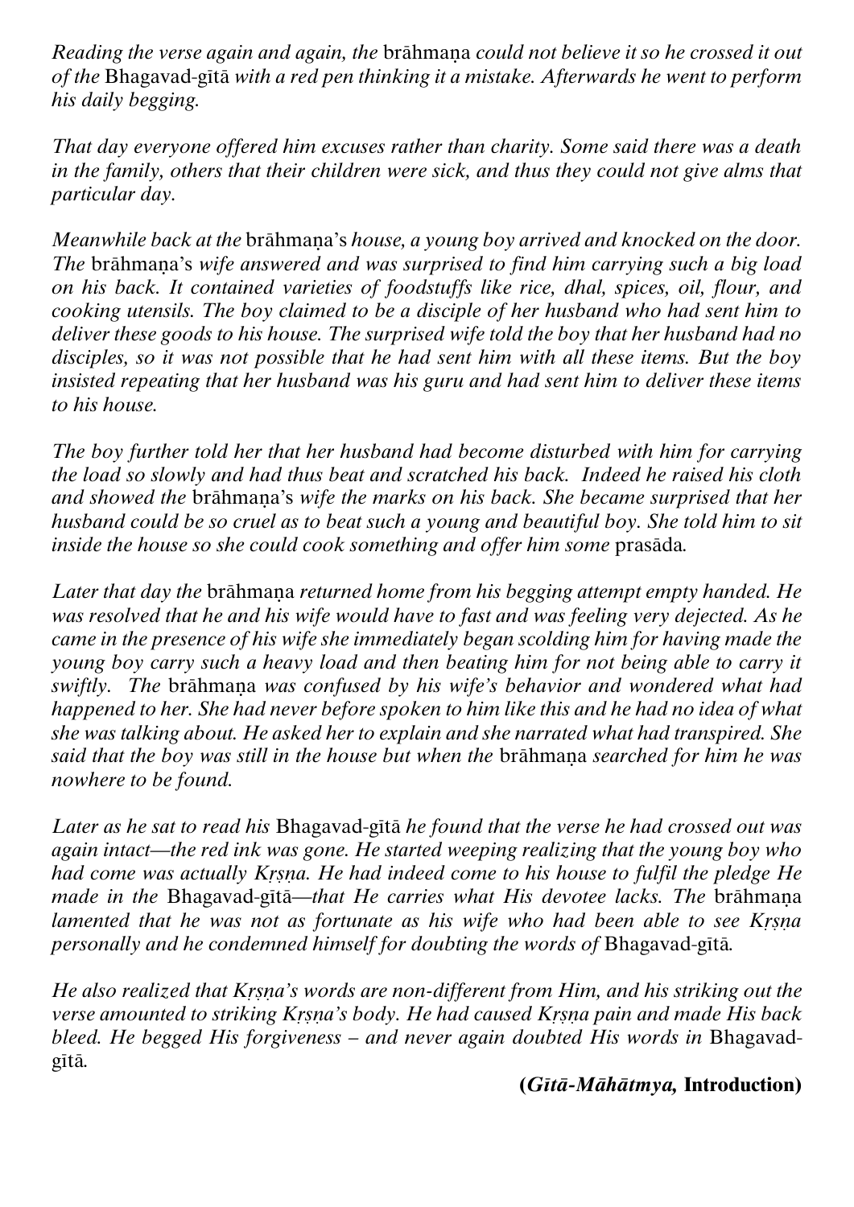*Reading the verse again and again, the* brāhmaṇa *could not believe it so he crossed it out of the* Bhagavad-gītā *with a red pen thinking it a mistake. Afterwards he went to perform his daily begging.*

*That day everyone offered him excuses rather than charity. Some said there was a death in the family, others that their children were sick, and thus they could not give alms that particular day.*

*Meanwhile back at the* brāhmaṇa*'s house, a young boy arrived and knocked on the door. The* brāhmaṇa*'s wife answered and was surprised to find him carrying such a big load on his back. It contained varieties of foodstuffs like rice, dhal, spices, oil, flour, and cooking utensils. The boy claimed to be a disciple of her husband who had sent him to deliver these goods to his house. The surprised wife told the boy that her husband had no disciples, so it was not possible that he had sent him with all these items. But the boy insisted repeating that her husband was his guru and had sent him to deliver these items to his house.*

*The boy further told her that her husband had become disturbed with him for carrying the load so slowly and had thus beat and scratched his back. Indeed he raised his cloth and showed the* brāhmaṇa*'s wife the marks on his back. She became surprised that her husband could be so cruel as to beat such a young and beautiful boy. She told him to sit inside the house so she could cook something and offer him some* prasāda*.*

*Later that day the* brāhmaṇa *returned home from his begging attempt empty handed. He was resolved that he and his wife would have to fast and was feeling very dejected. As he came in the presence of his wife she immediately began scolding him for having made the young boy carry such a heavy load and then beating him for not being able to carry it swiftly. The* brāhmaṇa *was confused by his wife's behavior and wondered what had happened to her. She had never before spoken to him like this and he had no idea of what she was talking about. He asked her to explain and she narrated what had transpired. She said that the boy was still in the house but when the* brāhmaṇa *searched for him he was nowhere to be found.*

*Later as he sat to read his* Bhagavad-gītā *he found that the verse he had crossed out was again intact—the red ink was gone. He started weeping realizing that the young boy who had come was actually Kṛṣṇa. He had indeed come to his house to fulfil the pledge He made in the* Bhagavad-gītā*—that He carries what His devotee lacks. The* brāhmaṇa *lamented that he was not as fortunate as his wife who had been able to see Kṛṣṇa personally and he condemned himself for doubting the words of* Bhagavad-gītā*.*

*He also realized that Kṛṣṇa's words are non-different from Him, and his striking out the verse amounted to striking Kṛṣṇa's body. He had caused Kṛṣṇa pain and made His back bleed. He begged His forgiveness – and never again doubted His words in* Bhagavad-gītā*.*

**(*Gītā-Māhātmya,* Introduction)**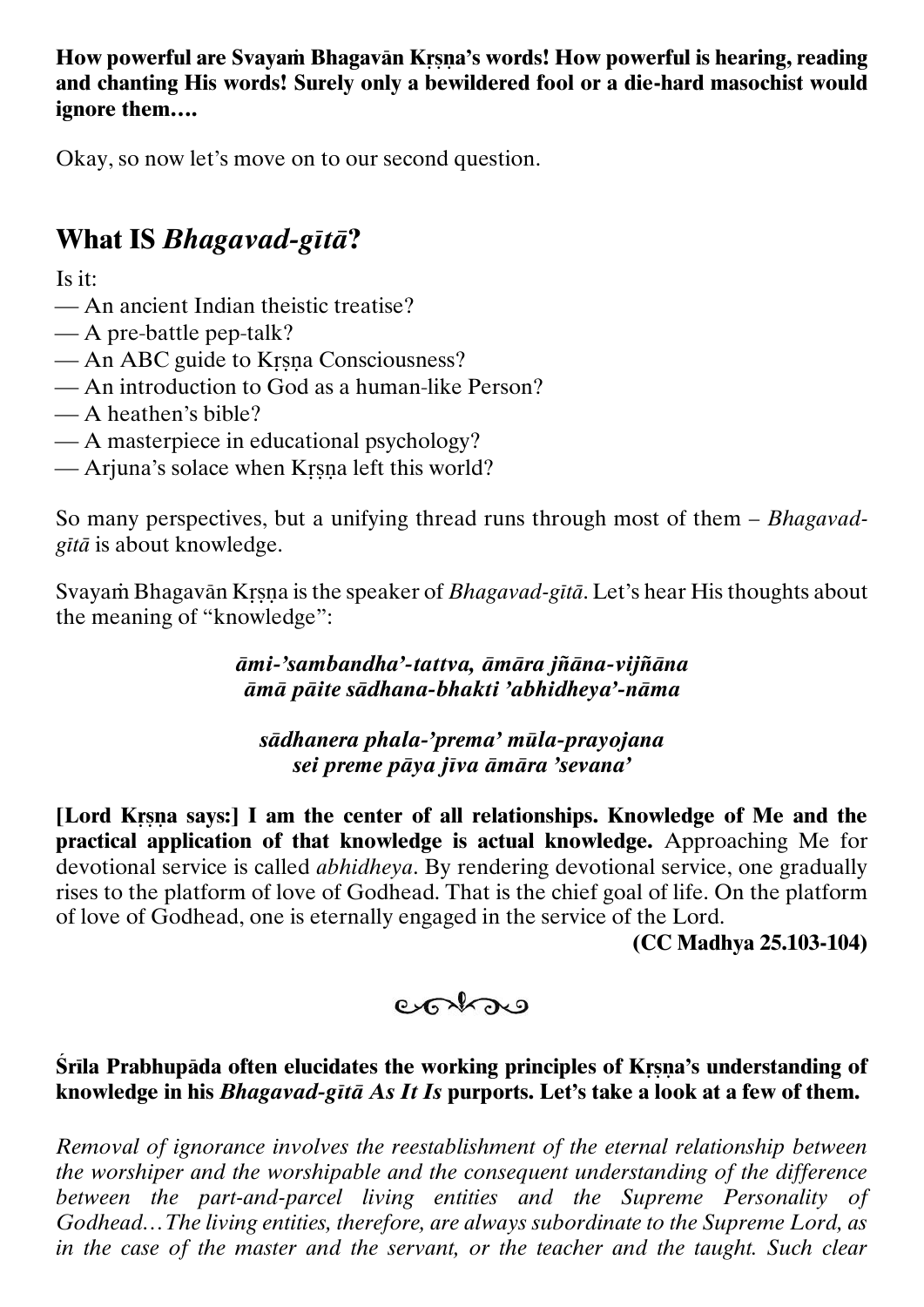**How powerful are Svayaṁ Bhagavān Kṛṣṇa's words! How powerful is hearing, reading and chanting His words! Surely only a bewildered fool or a die-hard masochist would ignore them….**

Okay, so now let's move on to our second question.

## What IS *Bhagavad-gītā*?

Is it:

— An ancient Indian theistic treatise?
— A pre-battle pep-talk?
— An ABC guide to Kṛṣṇa Consciousness?
— An introduction to God as a human-like Person?
— A heathen's bible?
— A masterpiece in educational psychology?
— Arjuna's solace when Kṛṣṇa left this world?

So many perspectives, but a unifying thread runs through most of them – *Bhagavad-gītā* is about knowledge.

Svayaṁ Bhagavān Kṛṣṇa is the speaker of *Bhagavad-gītā*. Let's hear His thoughts about the meaning of "knowledge":

***āmi-'sambandha'-tattva, āmāra jñāna-vijñāna***
***āmā pāite sādhana-bhakti 'abhidheya'-nāma***

***sādhanera phala-'prema' mūla-prayojana***
***sei preme pāya jīva āmāra 'sevana'***

**[Lord Kṛṣṇa says:] I am the center of all relationships. Knowledge of Me and the practical application of that knowledge is actual knowledge.** Approaching Me for devotional service is called *abhidheya*. By rendering devotional service, one gradually rises to the platform of love of Godhead. That is the chief goal of life. On the platform of love of Godhead, one is eternally engaged in the service of the Lord.

**(CC Madhya 25.103-104)**

**Śrīla Prabhupāda often elucidates the working principles of Kṛṣṇa's understanding of knowledge in his *Bhagavad-gītā As It Is* purports. Let's take a look at a few of them.**

*Removal of ignorance involves the reestablishment of the eternal relationship between the worshiper and the worshipable and the consequent understanding of the difference between the part-and-parcel living entities and the Supreme Personality of Godhead…The living entities, therefore, are always subordinate to the Supreme Lord, as in the case of the master and the servant, or the teacher and the taught. Such clear*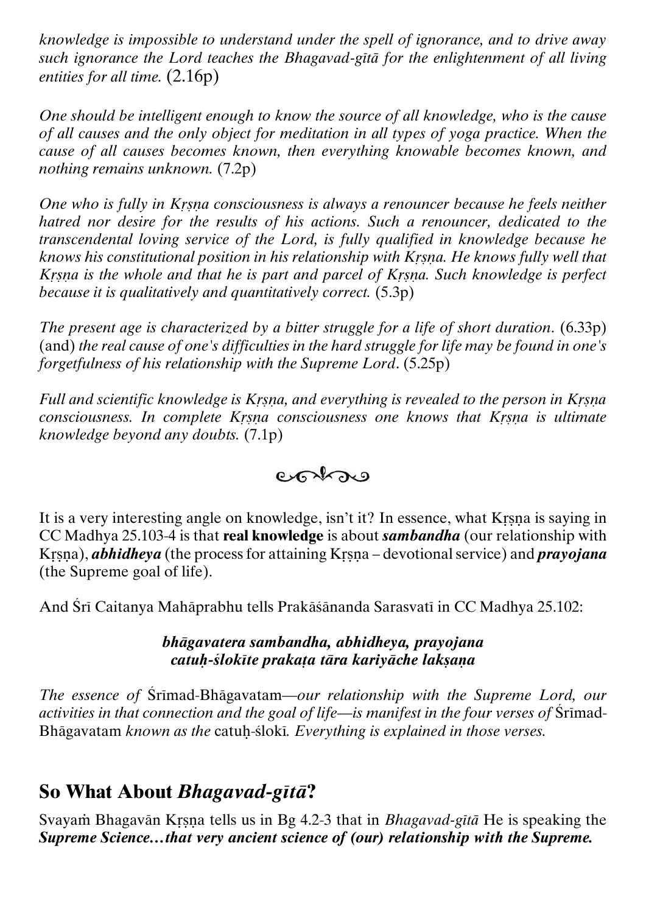*knowledge is impossible to understand under the spell of ignorance, and to drive away such ignorance the Lord teaches the Bhagavad-gītā for the enlightenment of all living entities for all time.* (2.16p)

*One should be intelligent enough to know the source of all knowledge, who is the cause of all causes and the only object for meditation in all types of yoga practice. When the cause of all causes becomes known, then everything knowable becomes known, and nothing remains unknown.* (7.2p)

*One who is fully in Kṛṣṇa consciousness is always a renouncer because he feels neither hatred nor desire for the results of his actions. Such a renouncer, dedicated to the transcendental loving service of the Lord, is fully qualified in knowledge because he knows his constitutional position in his relationship with Kṛṣṇa. He knows fully well that Kṛṣṇa is the whole and that he is part and parcel of Kṛṣṇa. Such knowledge is perfect because it is qualitatively and quantitatively correct.* (5.3p)

*The present age is characterized by a bitter struggle for a life of short duration.* (6.33p) (and) *the real cause of one's difficulties in the hard struggle for life may be found in one's forgetfulness of his relationship with the Supreme Lord.* (5.25p)

*Full and scientific knowledge is Kṛṣṇa, and everything is revealed to the person in Kṛṣṇa consciousness. In complete Kṛṣṇa consciousness one knows that Kṛṣṇa is ultimate knowledge beyond any doubts.* (7.1p)

It is a very interesting angle on knowledge, isn't it? In essence, what Kṛṣṇa is saying in CC Madhya 25.103-4 is that **real knowledge** is about ***sambandha*** (our relationship with Kṛṣṇa), ***abhidheya*** (the process for attaining Kṛṣṇa – devotional service) and ***prayojana*** (the Supreme goal of life).

And Śrī Caitanya Mahāprabhu tells Prakāśānanda Sarasvatī in CC Madhya 25.102:

***bhāgavatera sambandha, abhidheya, prayojana***
***catuḥ-ślokīte prakaṭa tāra kariyāche lakṣaṇa***

*The essence of* Śrīmad-Bhāgavatam*—our relationship with the Supreme Lord, our activities in that connection and the goal of life—is manifest in the four verses of* Śrīmad-Bhāgavatam *known as the* catuḥ-ślokī*. Everything is explained in those verses.*

## So What About *Bhagavad-gītā*?

Svayaṁ Bhagavān Kṛṣṇa tells us in Bg 4.2-3 that in *Bhagavad-gītā* He is speaking the ***Supreme Science…that very ancient science of (our) relationship with the Supreme.***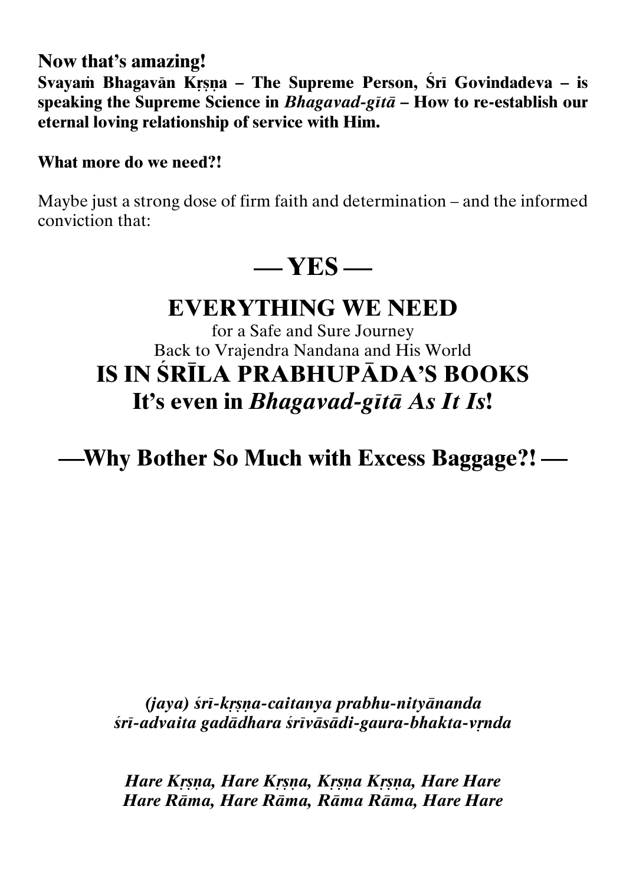**Now that's amazing!**
**Svayaṁ Bhagavān Kṛṣṇa – The Supreme Person, Śrī Govindadeva – is speaking the Supreme Science in *Bhagavad-gītā* – How to re-establish our eternal loving relationship of service with Him.**

**What more do we need?!**

Maybe just a strong dose of firm faith and determination – and the informed conviction that:

# — YES —

## EVERYTHING WE NEED

for a Safe and Sure Journey
Back to Vrajendra Nandana and His World

## IS IN ŚRĪLA PRABHUPĀDA'S BOOKS

## It's even in *Bhagavad-gītā As It Is*!

## —Why Bother So Much with Excess Baggage?! —

***(jaya) śrī-kṛṣṇa-caitanya prabhu-nityānanda***
***śrī-advaita gadādhara śrīvāsādi-gaura-bhakta-vṛnda***

***Hare Kṛṣṇa, Hare Kṛṣṇa, Kṛṣṇa Kṛṣṇa, Hare Hare***
***Hare Rāma, Hare Rāma, Rāma Rāma, Hare Hare***